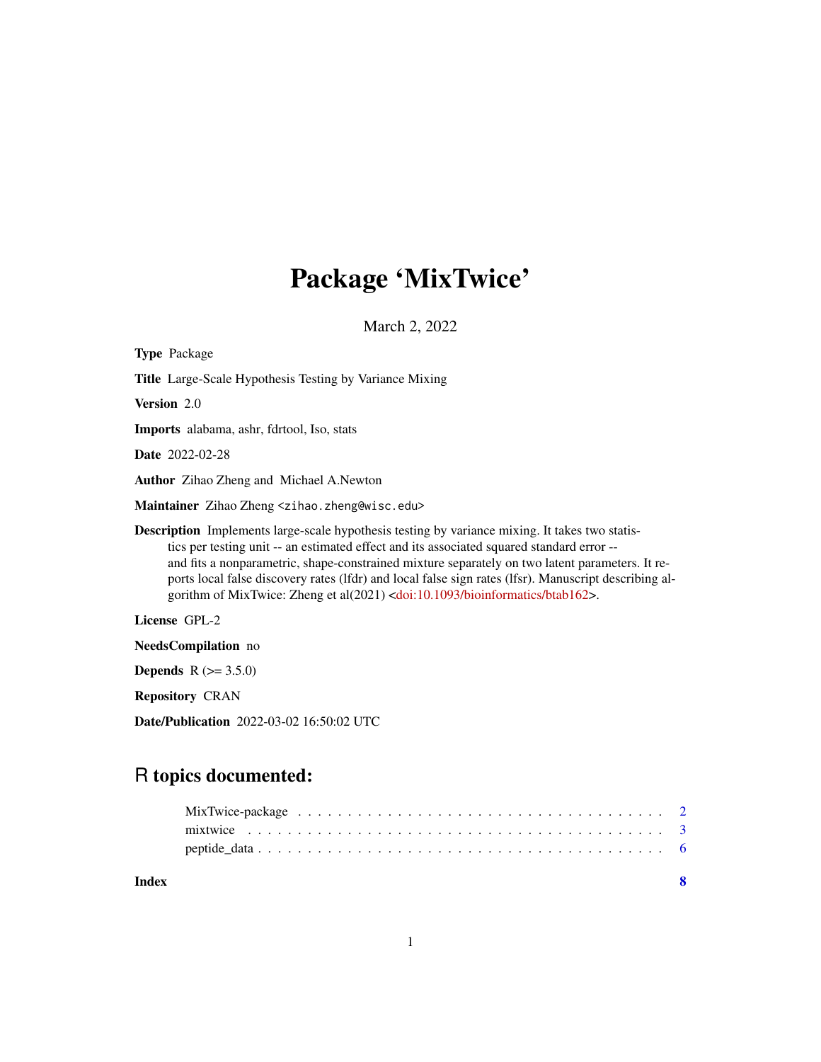# Package 'MixTwice'

March 2, 2022

**Type** Package

**Title** Large-Scale Hypothesis Testing by Variance Mixing

**Version** 2.0

**Imports** alabama, ashr, fdrtool, Iso, stats

**Date** 2022-02-28

**Author** Zihao Zheng and Michael A.Newton

**Maintainer** Zihao Zheng <zihao.zheng@wisc.edu>

**Description** Implements large-scale hypothesis testing by variance mixing. It takes two statistics per testing unit -- an estimated effect and its associated squared standard error -- and fits a nonparametric, shape-constrained mixture separately on two latent parameters. It reports local false discovery rates (lfdr) and local false sign rates (lfsr). Manuscript describing algorithm of MixTwice: Zheng et al(2021) <doi:10.1093/bioinformatics/btab162>.

**License** GPL-2

**NeedsCompilation** no

**Depends** R (>= 3.5.0)

**Repository** CRAN

**Date/Publication** 2022-03-02 16:50:02 UTC

## R topics documented:

- MixTwice-package . . . . . . . . . . . . . . . . . . . . . . . . . . . . . . . . . . 2
- mixtwice . . . . . . . . . . . . . . . . . . . . . . . . . . . . . . . . . . . . . . . 3
- peptide_data . . . . . . . . . . . . . . . . . . . . . . . . . . . . . . . . . . . . . 6

**Index** 8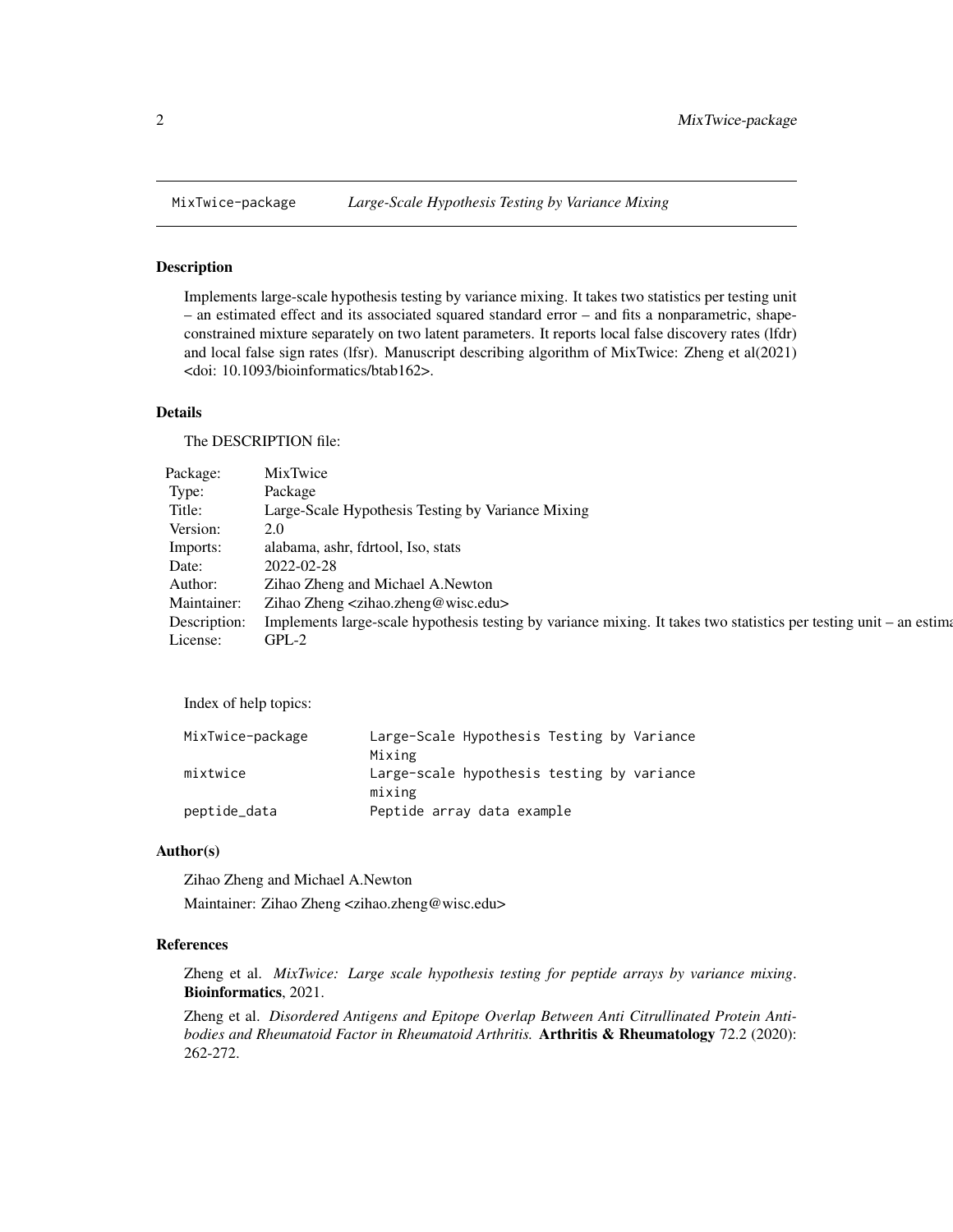MixTwice-package *Large-Scale Hypothesis Testing by Variance Mixing*

## Description

Implements large-scale hypothesis testing by variance mixing. It takes two statistics per testing unit – an estimated effect and its associated squared standard error – and fits a nonparametric, shape-constrained mixture separately on two latent parameters. It reports local false discovery rates (lfdr) and local false sign rates (lfsr). Manuscript describing algorithm of MixTwice: Zheng et al(2021) <doi: 10.1093/bioinformatics/btab162>.

## Details

The DESCRIPTION file:

| | |
|---|---|
| Package: | MixTwice |
| Type: | Package |
| Title: | Large-Scale Hypothesis Testing by Variance Mixing |
| Version: | 2.0 |
| Imports: | alabama, ashr, fdrtool, Iso, stats |
| Date: | 2022-02-28 |
| Author: | Zihao Zheng and Michael A.Newton |
| Maintainer: | Zihao Zheng <zihao.zheng@wisc.edu> |
| Description: | Implements large-scale hypothesis testing by variance mixing. It takes two statistics per testing unit – an estima |
| License: | GPL-2 |

Index of help topics:

```
MixTwice-package        Large-Scale Hypothesis Testing by Variance
                        Mixing
mixtwice                Large-scale hypothesis testing by variance
                        mixing
peptide_data            Peptide array data example
```

## Author(s)

Zihao Zheng and Michael A.Newton

Maintainer: Zihao Zheng <zihao.zheng@wisc.edu>

## References

Zheng et al. *MixTwice: Large scale hypothesis testing for peptide arrays by variance mixing*. **Bioinformatics**, 2021.

Zheng et al. *Disordered Antigens and Epitope Overlap Between Anti Citrullinated Protein Antibodies and Rheumatoid Factor in Rheumatoid Arthritis.* **Arthritis & Rheumatology** 72.2 (2020): 262-272.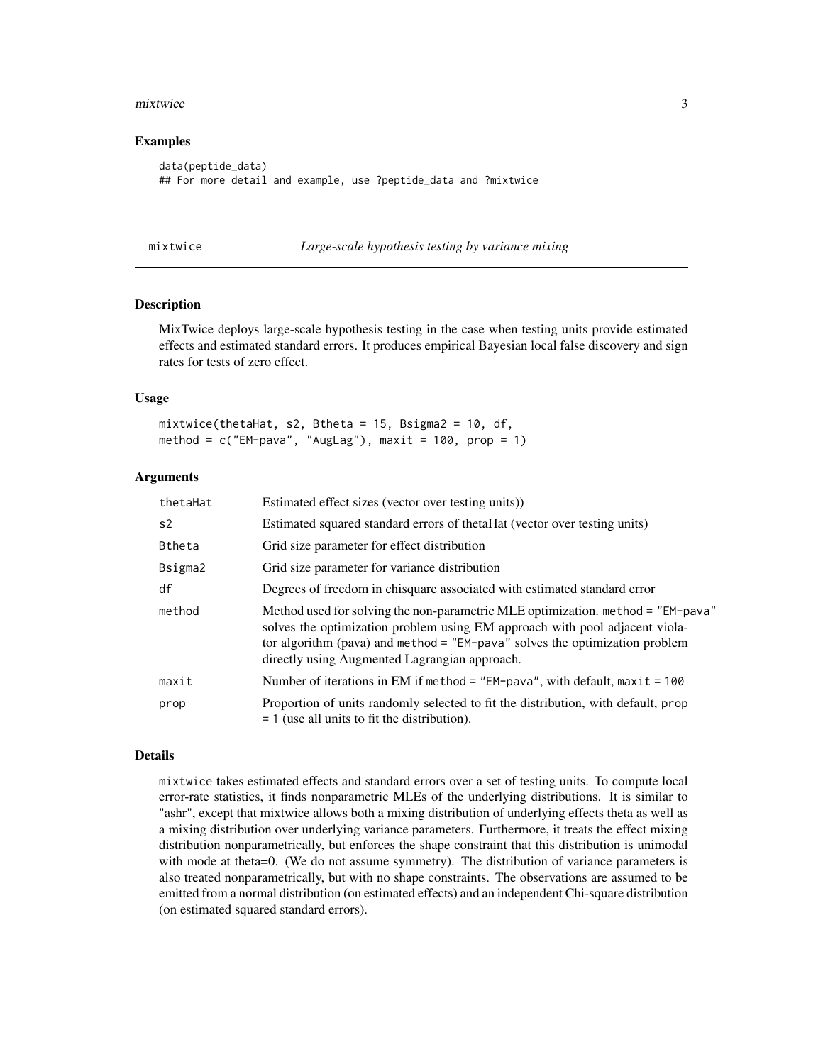### Examples

```
data(peptide_data)
## For more detail and example, use ?peptide_data and ?mixtwice
```

---

## mixtwice — *Large-scale hypothesis testing by variance mixing*

### Description

MixTwice deploys large-scale hypothesis testing in the case when testing units provide estimated effects and estimated standard errors. It produces empirical Bayesian local false discovery and sign rates for tests of zero effect.

### Usage

```
mixtwice(thetaHat, s2, Btheta = 15, Bsigma2 = 10, df,
method = c("EM-pava", "AugLag"), maxit = 100, prop = 1)
```

### Arguments

| | |
|---|---|
| thetaHat | Estimated effect sizes (vector over testing units)) |
| s2 | Estimated squared standard errors of thetaHat (vector over testing units) |
| Btheta | Grid size parameter for effect distribution |
| Bsigma2 | Grid size parameter for variance distribution |
| df | Degrees of freedom in chisquare associated with estimated standard error |
| method | Method used for solving the non-parametric MLE optimization. method = "EM-pava" solves the optimization problem using EM approach with pool adjacent violator algorithm (pava) and method = "EM-pava" solves the optimization problem directly using Augmented Lagrangian approach. |
| maxit | Number of iterations in EM if method = "EM-pava", with default, maxit = 100 |
| prop | Proportion of units randomly selected to fit the distribution, with default, prop = 1 (use all units to fit the distribution). |

### Details

mixtwice takes estimated effects and standard errors over a set of testing units. To compute local error-rate statistics, it finds nonparametric MLEs of the underlying distributions. It is similar to "ashr", except that mixtwice allows both a mixing distribution of underlying effects theta as well as a mixing distribution over underlying variance parameters. Furthermore, it treats the effect mixing distribution nonparametrically, but enforces the shape constraint that this distribution is unimodal with mode at theta=0. (We do not assume symmetry). The distribution of variance parameters is also treated nonparametrically, but with no shape constraints. The observations are assumed to be emitted from a normal distribution (on estimated effects) and an independent Chi-square distribution (on estimated squared standard errors).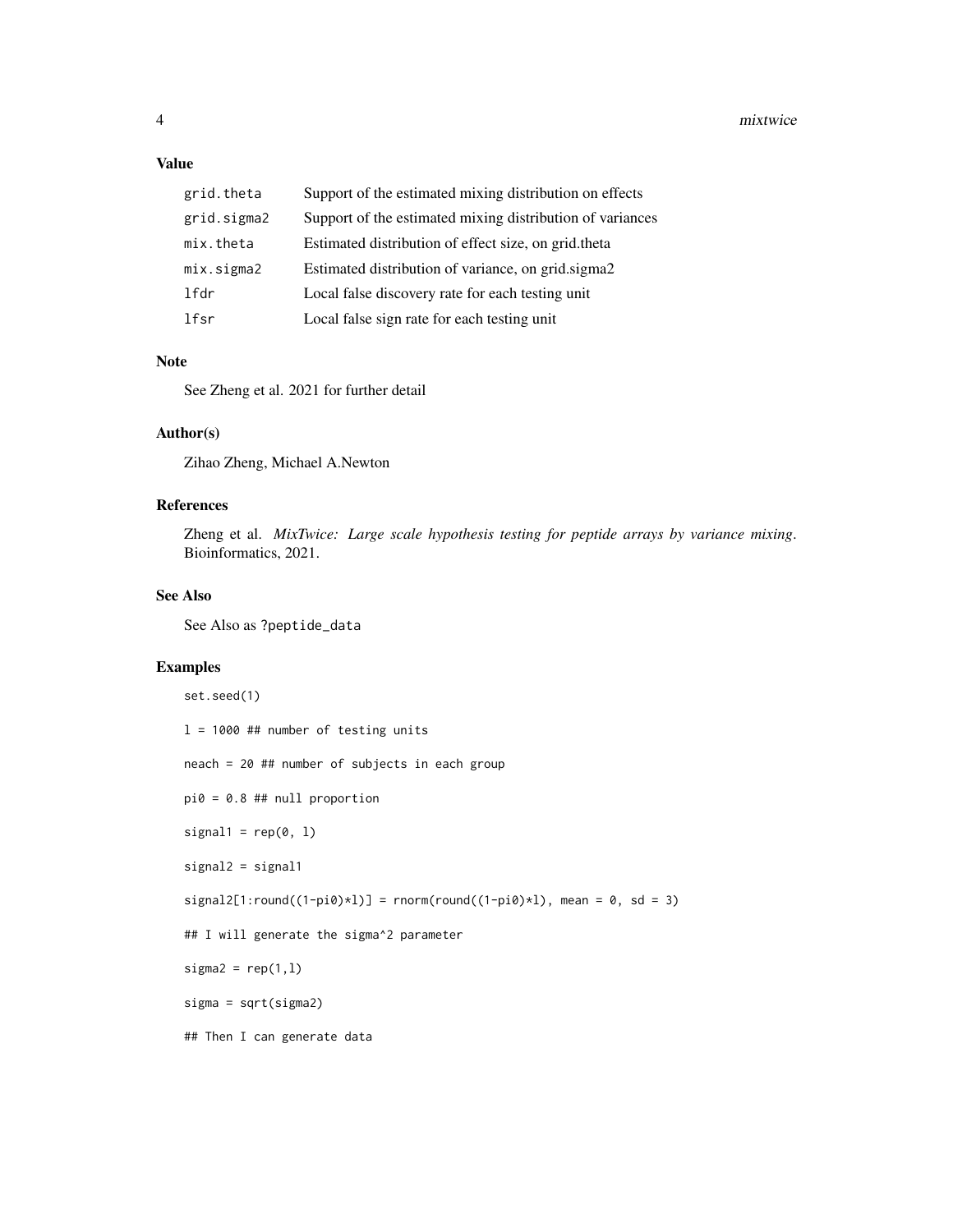## Value

| | |
|---|---|
| grid.theta | Support of the estimated mixing distribution on effects |
| grid.sigma2 | Support of the estimated mixing distribution of variances |
| mix.theta | Estimated distribution of effect size, on grid.theta |
| mix.sigma2 | Estimated distribution of variance, on grid.sigma2 |
| lfdr | Local false discovery rate for each testing unit |
| lfsr | Local false sign rate for each testing unit |

## Note

See Zheng et al. 2021 for further detail

## Author(s)

Zihao Zheng, Michael A.Newton

## References

Zheng et al. *MixTwice: Large scale hypothesis testing for peptide arrays by variance mixing*. Bioinformatics, 2021.

## See Also

See Also as ?peptide_data

## Examples

```
set.seed(1)

l = 1000 ## number of testing units

neach = 20 ## number of subjects in each group

pi0 = 0.8 ## null proportion

signal1 = rep(0, l)

signal2 = signal1

signal2[1:round((1-pi0)*l)] = rnorm(round((1-pi0)*l), mean = 0, sd = 3)

## I will generate the sigma^2 parameter

sigma2 = rep(1,l)

sigma = sqrt(sigma2)

## Then I can generate data
```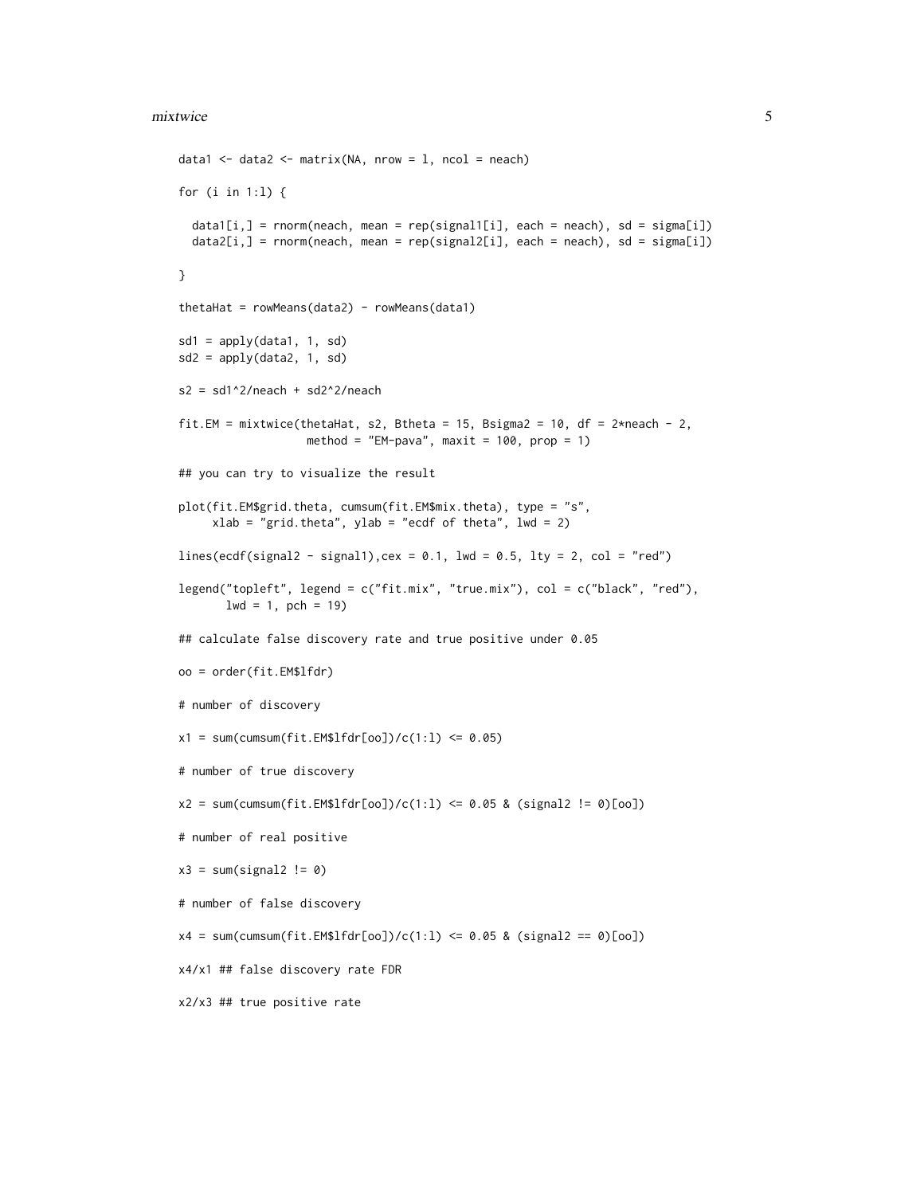```
data1 <- data2 <- matrix(NA, nrow = l, ncol = neach)

for (i in 1:l) {

  data1[i,] = rnorm(neach, mean = rep(signal1[i], each = neach), sd = sigma[i])
  data2[i,] = rnorm(neach, mean = rep(signal2[i], each = neach), sd = sigma[i])

}

thetaHat = rowMeans(data2) - rowMeans(data1)

sd1 = apply(data1, 1, sd)
sd2 = apply(data2, 1, sd)

s2 = sd1^2/neach + sd2^2/neach

fit.EM = mixtwice(thetaHat, s2, Btheta = 15, Bsigma2 = 10, df = 2*neach - 2,
                  method = "EM-pava", maxit = 100, prop = 1)

## you can try to visualize the result

plot(fit.EM$grid.theta, cumsum(fit.EM$mix.theta), type = "s",
     xlab = "grid.theta", ylab = "ecdf of theta", lwd = 2)

lines(ecdf(signal2 - signal1),cex = 0.1, lwd = 0.5, lty = 2, col = "red")

legend("topleft", legend = c("fit.mix", "true.mix"), col = c("black", "red"),
       lwd = 1, pch = 19)

## calculate false discovery rate and true positive under 0.05

oo = order(fit.EM$lfdr)

# number of discovery

x1 = sum(cumsum(fit.EM$lfdr[oo])/c(1:l) <= 0.05)

# number of true discovery

x2 = sum(cumsum(fit.EM$lfdr[oo])/c(1:l) <= 0.05 & (signal2 != 0)[oo])

# number of real positive

x3 = sum(signal2 != 0)

# number of false discovery

x4 = sum(cumsum(fit.EM$lfdr[oo])/c(1:l) <= 0.05 & (signal2 == 0)[oo])

x4/x1 ## false discovery rate FDR

x2/x3 ## true positive rate
```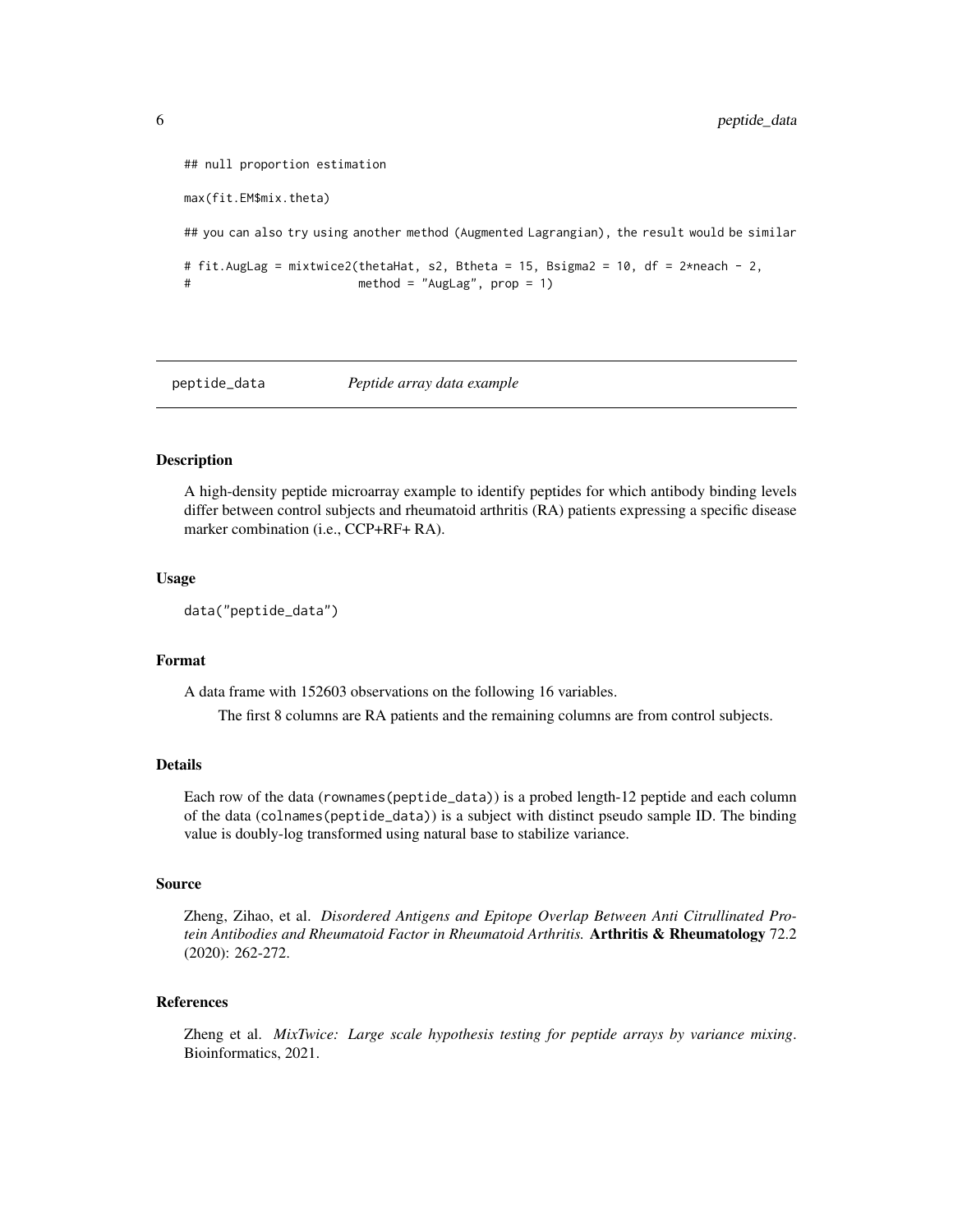```
## null proportion estimation

max(fit.EM$mix.theta)

## you can also try using another method (Augmented Lagrangian), the result would be similar

# fit.AugLag = mixtwice2(thetaHat, s2, Btheta = 15, Bsigma2 = 10, df = 2*neach - 2,
#                        method = "AugLag", prop = 1)
```

---

## peptide_data — *Peptide array data example*

---

### Description

A high-density peptide microarray example to identify peptides for which antibody binding levels differ between control subjects and rheumatoid arthritis (RA) patients expressing a specific disease marker combination (i.e., CCP+RF+ RA).

### Usage

```
data("peptide_data")
```

### Format

A data frame with 152603 observations on the following 16 variables.

The first 8 columns are RA patients and the remaining columns are from control subjects.

### Details

Each row of the data (`rownames(peptide_data)`) is a probed length-12 peptide and each column of the data (`colnames(peptide_data)`) is a subject with distinct pseudo sample ID. The binding value is doubly-log transformed using natural base to stabilize variance.

### Source

Zheng, Zihao, et al. *Disordered Antigens and Epitope Overlap Between Anti Citrullinated Protein Antibodies and Rheumatoid Factor in Rheumatoid Arthritis.* **Arthritis & Rheumatology** 72.2 (2020): 262-272.

### References

Zheng et al. *MixTwice: Large scale hypothesis testing for peptide arrays by variance mixing*. Bioinformatics, 2021.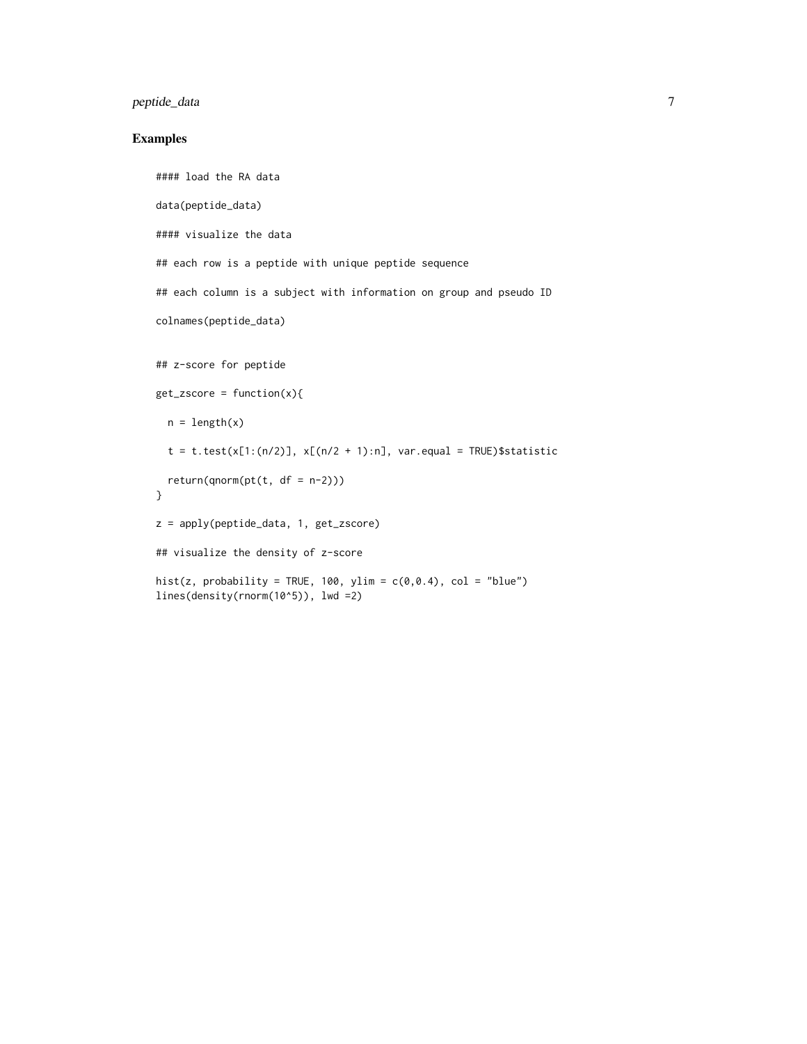## Examples

```
#### load the RA data

data(peptide_data)

#### visualize the data

## each row is a peptide with unique peptide sequence

## each column is a subject with information on group and pseudo ID

colnames(peptide_data)


## z-score for peptide

get_zscore = function(x){

  n = length(x)

  t = t.test(x[1:(n/2)], x[(n/2 + 1):n], var.equal = TRUE)$statistic

  return(qnorm(pt(t, df = n-2)))
}

z = apply(peptide_data, 1, get_zscore)

## visualize the density of z-score

hist(z, probability = TRUE, 100, ylim = c(0,0.4), col = "blue")
lines(density(rnorm(10^5)), lwd =2)
```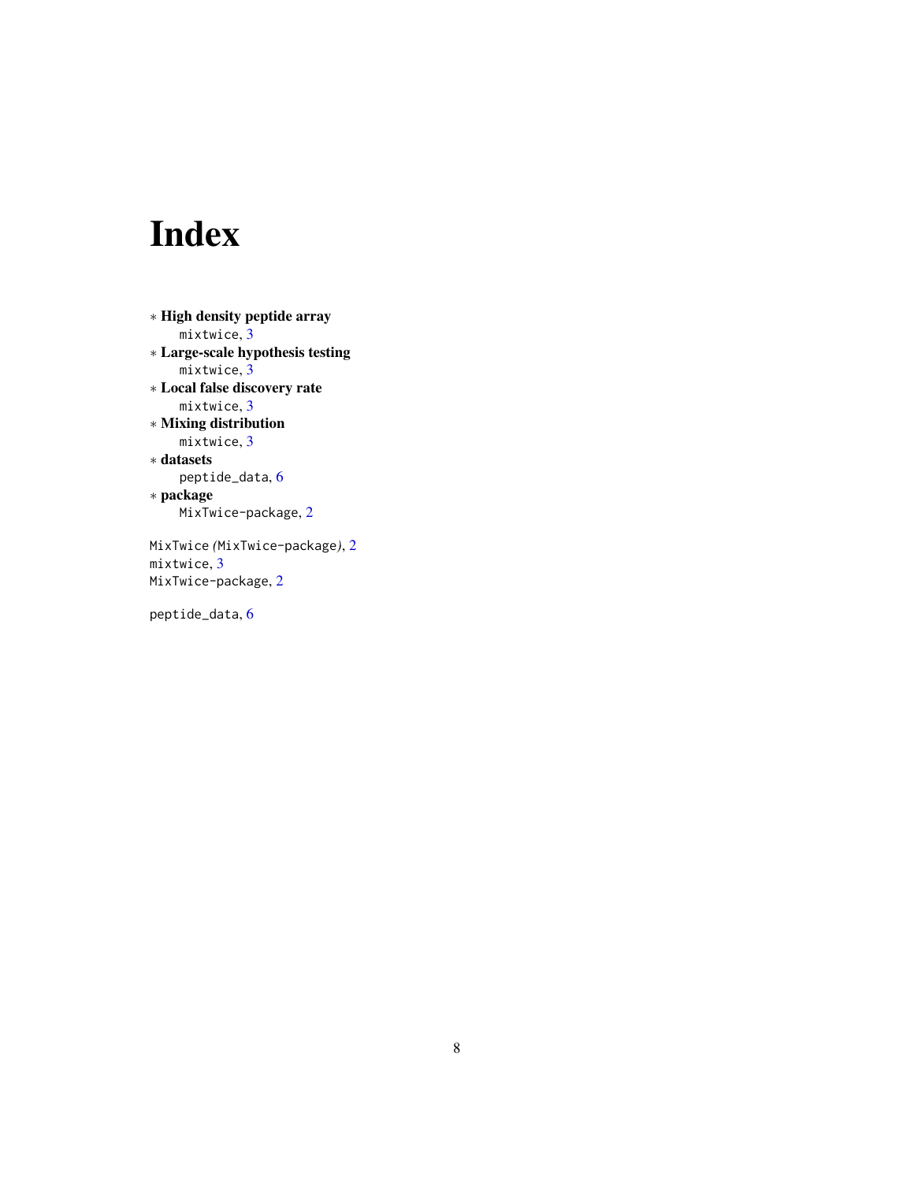# Index

∗ **High density peptide array**
    mixtwice, 3
∗ **Large-scale hypothesis testing**
    mixtwice, 3
∗ **Local false discovery rate**
    mixtwice, 3
∗ **Mixing distribution**
    mixtwice, 3
∗ **datasets**
    peptide_data, 6
∗ **package**
    MixTwice-package, 2

MixTwice *(*MixTwice-package*)*, 2
mixtwice, 3
MixTwice-package, 2

peptide_data, 6